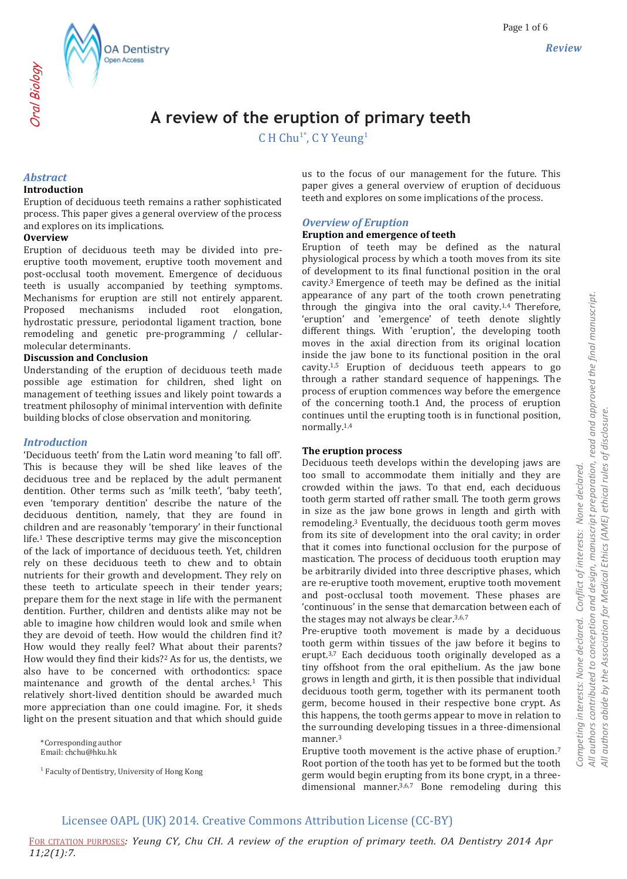# A review of the eruption of primary teeth

C H Chu[1*], C Y Yeung[1]

## Abstract

**Introduction**

Eruption of deciduous teeth remains a rather sophisticated process. This paper gives a general overview of the process and explores on its implications.

**Overview**

Eruption of deciduous teeth may be divided into pre-eruptive tooth movement, eruptive tooth movement and post-occlusal tooth movement. Emergence of deciduous teeth is usually accompanied by teething symptoms. Mechanisms for eruption are still not entirely apparent. Proposed mechanisms included root elongation, hydrostatic pressure, periodontal ligament traction, bone remodeling and genetic pre-programming / cellular-molecular determinants.

**Discussion and Conclusion**

Understanding of the eruption of deciduous teeth made possible age estimation for children, shed light on management of teething issues and likely point towards a treatment philosophy of minimal intervention with definite building blocks of close observation and monitoring.

## Introduction

'Deciduous teeth' from the Latin word meaning 'to fall off'. This is because they will be shed like leaves of the deciduous tree and be replaced by the adult permanent dentition. Other terms such as 'milk teeth', 'baby teeth', even 'temporary dentition' describe the nature of the deciduous dentition, namely, that they are found in children and are reasonably 'temporary' in their functional life.[1] These descriptive terms may give the misconception of the lack of importance of deciduous teeth. Yet, children rely on these deciduous teeth to chew and to obtain nutrients for their growth and development. They rely on these teeth to articulate speech in their tender years; prepare them for the next stage in life with the permanent dentition. Further, children and dentists alike may not be able to imagine how children would look and smile when they are devoid of teeth. How would the children find it? How would they really feel? What about their parents? How would they find their kids?[2] As for us, the dentists, we also have to be concerned with orthodontics: space maintenance and growth of the dental arches.[1] This relatively short-lived dentition should be awarded much more appreciation than one could imagine. For, it sheds light on the present situation and that which should guide us to the focus of our management for the future. This paper gives a general overview of eruption of deciduous teeth and explores on some implications of the process.

## Overview of Eruption

**Eruption and emergence of teeth**

Eruption of teeth may be defined as the natural physiological process by which a tooth moves from its site of development to its final functional position in the oral cavity.[3] Emergence of teeth may be defined as the initial appearance of any part of the tooth crown penetrating through the gingiva into the oral cavity.[1,4] Therefore, 'eruption' and 'emergence' of teeth denote slightly different things. With 'eruption', the developing tooth moves in the axial direction from its original location inside the jaw bone to its functional position in the oral cavity.[1,5] Eruption of deciduous teeth appears to go through a rather standard sequence of happenings. The process of eruption commences way before the emergence of the concerning tooth.1 And, the process of eruption continues until the erupting tooth is in functional position, normally.[1,4]

**The eruption process**

Deciduous teeth develops within the developing jaws are too small to accommodate them initially and they are crowded within the jaws. To that end, each deciduous tooth germ started off rather small. The tooth germ grows in size as the jaw bone grows in length and girth with remodeling.[3] Eventually, the deciduous tooth germ moves from its site of development into the oral cavity; in order that it comes into functional occlusion for the purpose of mastication. The process of deciduous tooth eruption may be arbitrarily divided into three descriptive phases, which are re-eruptive tooth movement, eruptive tooth movement and post-occlusal tooth movement. These phases are 'continuous' in the sense that demarcation between each of the stages may not always be clear.[3,6,7]

Pre-eruptive tooth movement is made by a deciduous tooth germ within tissues of the jaw before it begins to erupt.[3,7] Each deciduous tooth originally developed as a tiny offshoot from the oral epithelium. As the jaw bone grows in length and girth, it is then possible that individual deciduous tooth germ, together with its permanent tooth germ, become housed in their respective bone crypt. As this happens, the tooth germs appear to move in relation to the surrounding developing tissues in a three-dimensional manner.[3]

Eruptive tooth movement is the active phase of eruption.[7] Root portion of the tooth has yet to be formed but the tooth germ would begin erupting from its bone crypt, in a three-dimensional manner.[3,6,7] Bone remodeling during this

*Corresponding author
Email: chchu@hku.hk

[1] Faculty of Dentistry, University of Hong Kong

Competing interests: None declared. Conflict of interests: None declared.
All authors contributed to conception and design, manuscript preparation, read and approved the final manuscript.
All authors abide by the Association for Medical Ethics (AME) ethical rules of disclosure.

Licensee OAPL (UK) 2014. Creative Commons Attribution License (CC-BY)

FOR CITATION PURPOSES: Yeung CY, Chu CH. A review of the eruption of primary teeth. OA Dentistry 2014 Apr 11;2(1):7.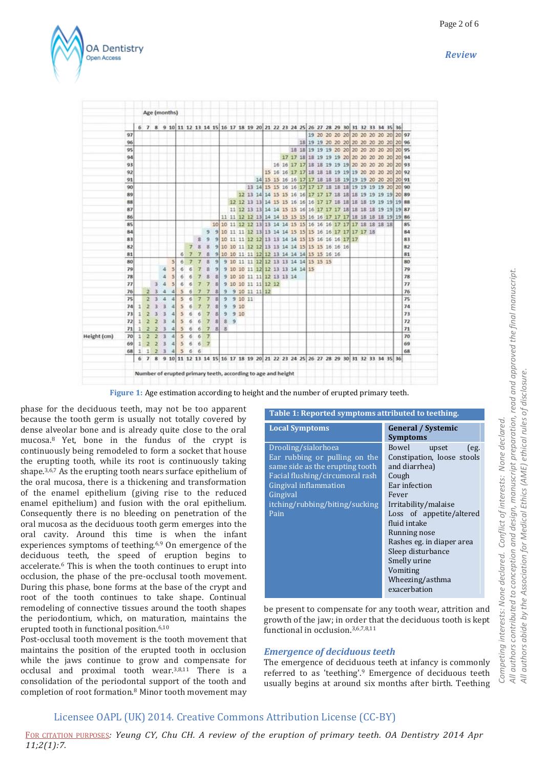| Height (cm) | Age (months) 6 | 7 | 8 | 9 | 10 | 11 | 12 | 13 | 14 | 15 | 16 | 17 | 18 | 19 | 20 | 21 | 22 | 23 | 24 | 25 | 26 | 27 | 28 | 29 | 30 | 31 | 32 | 33 | 34 | 35 | 36 |
|---|---|---|---|---|---|---|---|---|---|---|---|---|---|---|---|---|---|---|---|---|---|---|---|---|---|---|---|---|---|---|---|
| 97 | | | | | | | | | | | | | | | | | | | | | 19 | 20 | 20 | 20 | 20 | 20 | 20 | 20 | 20 | 20 | 20 |
| 96 | | | | | | | | | | | | | | | | | | | | 18 | 19 | 19 | 20 | 20 | 20 | 20 | 20 | 20 | 20 | 20 | 20 |
| 95 | | | | | | | | | | | | | | | | | | | 18 | 18 | 19 | 19 | 19 | 20 | 20 | 20 | 20 | 20 | 20 | 20 | 20 |
| 94 | | | | | | | | | | | | | | | | | | 17 | 17 | 18 | 18 | 19 | 19 | 19 | 20 | 20 | 20 | 20 | 20 | 20 | 20 |
| 93 | | | | | | | | | | | | | | | | | 16 | 16 | 17 | 17 | 18 | 18 | 19 | 19 | 19 | 20 | 20 | 20 | 20 | 20 | 20 |
| 92 | | | | | | | | | | | | | | | | 15 | 16 | 16 | 17 | 17 | 18 | 18 | 18 | 19 | 19 | 19 | 20 | 20 | 20 | 20 | 20 |
| 91 | | | | | | | | | | | | | | | 14 | 15 | 15 | 16 | 16 | 17 | 17 | 18 | 18 | 18 | 19 | 19 | 19 | 20 | 20 | 20 | 20 |
| 90 | | | | | | | | | | | | | | 13 | 14 | 15 | 15 | 16 | 16 | 17 | 17 | 17 | 18 | 18 | 18 | 19 | 19 | 19 | 19 | 20 | 20 |
| 89 | | | | | | | | | | | | | 12 | 13 | 14 | 14 | 15 | 15 | 16 | 16 | 17 | 17 | 17 | 18 | 18 | 18 | 19 | 19 | 19 | 19 | 20 |
| 88 | | | | | | | | | | | | 12 | 12 | 13 | 13 | 14 | 15 | 15 | 16 | 16 | 16 | 17 | 17 | 18 | 18 | 18 | 18 | 19 | 19 | 19 | 19 |
| 87 | | | | | | | | | | | | 11 | 12 | 13 | 13 | 14 | 14 | 15 | 15 | 16 | 16 | 17 | 17 | 17 | 18 | 18 | 18 | 18 | 19 | 19 | 19 |
| 86 | | | | | | | | | | | 11 | 11 | 12 | 12 | 13 | 14 | 14 | 15 | 15 | 15 | 16 | 16 | 17 | 17 | 17 | 18 | 18 | 18 | 18 | 19 | 19 |
| 85 | | | | | | | | | | 10 | 10 | 11 | 12 | 12 | 13 | 13 | 14 | 14 | 15 | 15 | 16 | 16 | 16 | 17 | 17 | 17 | 18 | 18 | 18 | 18 | |
| 84 | | | | | | | | | 9 | 9 | 10 | 11 | 11 | 12 | 13 | 13 | 14 | 14 | 15 | 15 | 15 | 16 | 16 | 17 | 17 | 17 | 17 | 18 | | | |
| 83 | | | | | | | | 8 | 9 | 9 | 10 | 11 | 11 | 12 | 12 | 13 | 13 | 14 | 14 | 15 | 15 | 16 | 16 | 16 | 17 | 17 | | | | | |
| 82 | | | | | | | 7 | 8 | 8 | 9 | 10 | 10 | 11 | 12 | 12 | 13 | 13 | 14 | 14 | 15 | 15 | 15 | 16 | 16 | 16 | | | | | | |
| 81 | | | | | | 6 | 7 | 7 | 8 | 9 | 10 | 10 | 11 | 11 | 12 | 12 | 13 | 14 | 14 | 14 | 15 | 15 | 16 | 16 | | | | | | | |
| 80 | | | | | 5 | 6 | 7 | 7 | 8 | 9 | 9 | 10 | 11 | 11 | 12 | 12 | 13 | 13 | 14 | 14 | 15 | 15 | 15 | | | | | | | | |
| 79 | | | | 4 | 5 | 6 | 6 | 7 | 8 | 9 | 9 | 10 | 10 | 11 | 12 | 12 | 13 | 13 | 14 | 14 | 15 | | | | | | | | | | |
| 78 | | | | 4 | 5 | 6 | 6 | 7 | 8 | 8 | 9 | 10 | 10 | 11 | 11 | 12 | 13 | 13 | 14 | | | | | | | | | | | | |
| 77 | | | 3 | 4 | 5 | 6 | 6 | 7 | 7 | 8 | 9 | 10 | 10 | 11 | 11 | 12 | 12 | | | | | | | | | | | | | | |
| 76 | | 2 | 3 | 4 | 4 | 5 | 6 | 7 | 7 | 8 | 9 | 9 | 10 | 11 | 11 | 12 | | | | | | | | | | | | | | | |
| 75 | | 2 | 3 | 4 | 4 | 5 | 6 | 7 | 7 | 8 | 9 | 9 | 10 | 11 | | | | | | | | | | | | | | | | | |
| 74 | 1 | 2 | 3 | 3 | 4 | 5 | 6 | 7 | 7 | 8 | 9 | 9 | 10 | | | | | | | | | | | | | | | | | | |
| 73 | 1 | 2 | 3 | 3 | 4 | 5 | 6 | 6 | 7 | 8 | 9 | 9 | 10 | | | | | | | | | | | | | | | | | | |
| 72 | 1 | 2 | 2 | 3 | 4 | 5 | 6 | 6 | 7 | 8 | 8 | 9 | | | | | | | | | | | | | | | | | | | |
| 71 | 1 | 2 | 2 | 3 | 4 | 5 | 6 | 6 | 7 | 8 | 8 | | | | | | | | | | | | | | | | | | | | |
| 70 | 1 | 2 | 2 | 3 | 4 | 5 | 6 | 6 | 7 | | | | | | | | | | | | | | | | | | | | | | |
| 69 | 1 | 2 | 2 | 3 | 4 | 5 | 6 | 6 | 7 | | | | | | | | | | | | | | | | | | | | | | |
| 68 | 1 | 1 | 2 | 3 | 4 | 5 | 6 | 6 | | | | | | | | | | | | | | | | | | | | | | | |

Number of erupted primary teeth, according to age and height

**Figure 1:** Age estimation according to height and the number of erupted primary teeth.

phase for the deciduous teeth, may not be too apparent because the tooth germ is usually not totally covered by dense alveolar bone and is already quite close to the oral mucosa.[8] Yet, bone in the fundus of the crypt is continuously being remodeled to form a socket that house the erupting tooth, while its root is continuously taking shape.[3,6,7] As the erupting tooth nears surface epithelium of the oral mucosa, there is a thickening and transformation of the enamel epithelium (giving rise to the reduced enamel epithelium) and fusion with the oral epithelium. Consequently there is no bleeding on penetration of the oral mucosa as the deciduous tooth germ emerges into the oral cavity. Around this time is when the infant experiences symptoms of teething.[6,9] On emergence of the deciduous teeth, the speed of eruption begins to accelerate.[6] This is when the tooth continues to erupt into occlusion, the phase of the pre-occlusal tooth movement. During this phase, bone forms at the base of the crypt and root of the tooth continues to take shape. Continual remodeling of connective tissues around the tooth shapes the periodontium, which, on maturation, maintains the erupted tooth in functional position.[6,10]

Post-occlusal tooth movement is the tooth movement that maintains the position of the erupted tooth in occlusion while the jaws continue to grow and compensate for occlusal and proximal tooth wear.[3,8,11] There is a consolidation of the periodontal support of the tooth and completion of root formation.[8] Minor tooth movement may be present to compensate for any tooth wear, attrition and growth of the jaw; in order that the deciduous tooth is kept functional in occlusion.[3,6,7,8,11]

**Table 1: Reported symptoms attributed to teething.**

| Local Symptoms | General / Systemic Symptoms |
|---|---|
| Drooling/sialorhoea<br>Ear rubbing or pulling on the same side as the erupting tooth<br>Facial flushing/circumoral rash<br>Gingival inflammation<br>Gingival itching/rubbing/biting/sucking<br>Pain | Bowel upset (eg. Constipation, loose stools and diarrhea)<br>Cough<br>Ear infection<br>Fever<br>Irritability/malaise<br>Loss of appetite/altered fluid intake<br>Running nose<br>Rashes eg. in diaper area<br>Sleep disturbance<br>Smelly urine<br>Vomiting<br>Wheezing/asthma exacerbation |

### *Emergence of deciduous teeth*

The emergence of deciduous teeth at infancy is commonly referred to as 'teething'.[9] Emergence of deciduous teeth usually begins at around six months after birth. Teething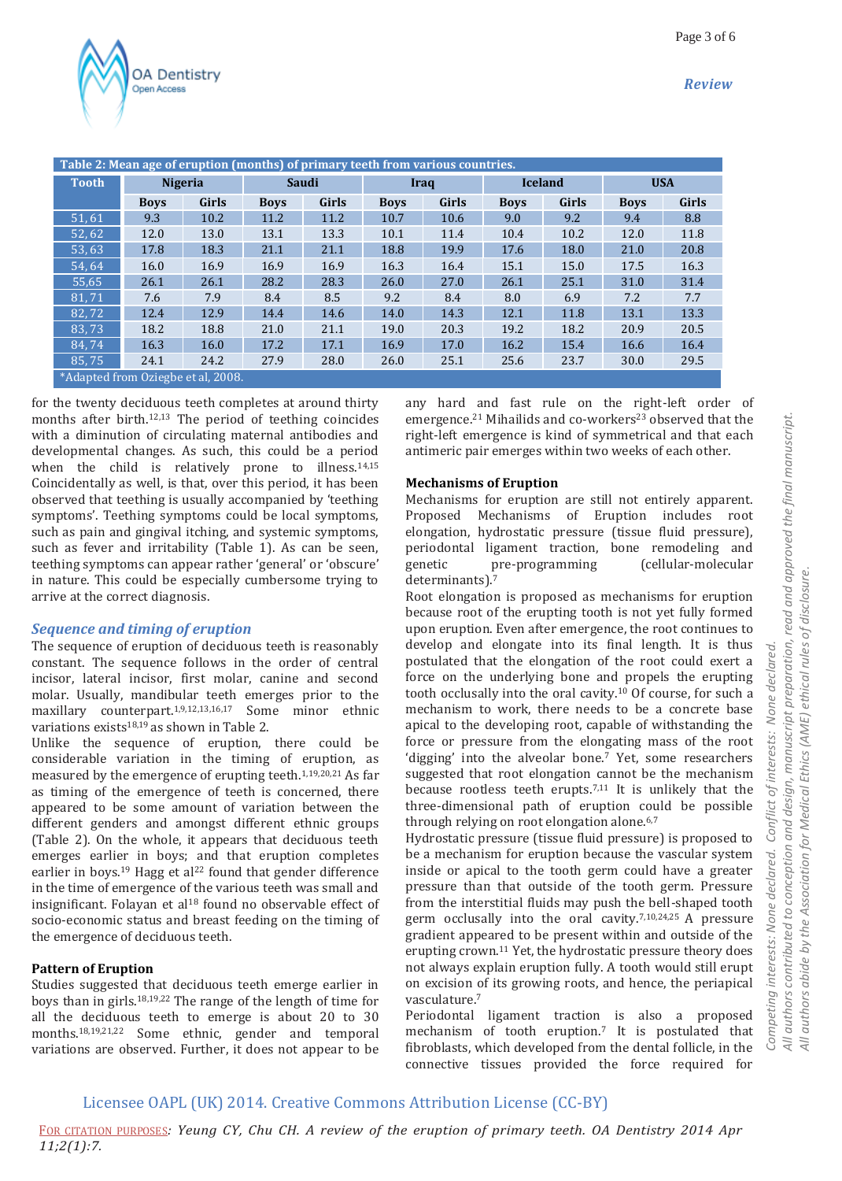Table 2: Mean age of eruption (months) of primary teeth from various countries.

| Tooth | Nigeria | | Saudi | | Iraq | | Iceland | | USA | |
|---|---|---|---|---|---|---|---|---|---|---|
| | Boys | Girls | Boys | Girls | Boys | Girls | Boys | Girls | Boys | Girls |
| 51, 61 | 9.3 | 10.2 | 11.2 | 11.2 | 10.7 | 10.6 | 9.0 | 9.2 | 9.4 | 8.8 |
| 52, 62 | 12.0 | 13.0 | 13.1 | 13.3 | 10.1 | 11.4 | 10.4 | 10.2 | 12.0 | 11.8 |
| 53, 63 | 17.8 | 18.3 | 21.1 | 21.1 | 18.8 | 19.9 | 17.6 | 18.0 | 21.0 | 20.8 |
| 54, 64 | 16.0 | 16.9 | 16.9 | 16.9 | 16.3 | 16.4 | 15.1 | 15.0 | 17.5 | 16.3 |
| 55,65 | 26.1 | 26.1 | 28.2 | 28.3 | 26.0 | 27.0 | 26.1 | 25.1 | 31.0 | 31.4 |
| 81, 71 | 7.6 | 7.9 | 8.4 | 8.5 | 9.2 | 8.4 | 8.0 | 6.9 | 7.2 | 7.7 |
| 82, 72 | 12.4 | 12.9 | 14.4 | 14.6 | 14.0 | 14.3 | 12.1 | 11.8 | 13.1 | 13.3 |
| 83, 73 | 18.2 | 18.8 | 21.0 | 21.1 | 19.0 | 20.3 | 19.2 | 18.2 | 20.9 | 20.5 |
| 84, 74 | 16.3 | 16.0 | 17.2 | 17.1 | 16.9 | 17.0 | 16.2 | 15.4 | 16.6 | 16.4 |
| 85, 75 | 24.1 | 24.2 | 27.9 | 28.0 | 26.0 | 25.1 | 25.6 | 23.7 | 30.0 | 29.5 |

*Adapted from Oziegbe et al, 2008.

for the twenty deciduous teeth completes at around thirty months after birth.[12,13] The period of teething coincides with a diminution of circulating maternal antibodies and developmental changes. As such, this could be a period when the child is relatively prone to illness.[14,15] Coincidentally as well, is that, over this period, it has been observed that teething is usually accompanied by 'teething symptoms'. Teething symptoms could be local symptoms, such as pain and gingival itching, and systemic symptoms, such as fever and irritability (Table 1). As can be seen, teething symptoms can appear rather 'general' or 'obscure' in nature. This could be especially cumbersome trying to arrive at the correct diagnosis.

## *Sequence and timing of eruption*

The sequence of eruption of deciduous teeth is reasonably constant. The sequence follows in the order of central incisor, lateral incisor, first molar, canine and second molar. Usually, mandibular teeth emerges prior to the maxillary counterpart.[1,9,12,13,16,17] Some minor ethnic variations exists[18,19] as shown in Table 2.

Unlike the sequence of eruption, there could be considerable variation in the timing of eruption, as measured by the emergence of erupting teeth.[1,19,20,21] As far as timing of the emergence of teeth is concerned, there appeared to be some amount of variation between the different genders and amongst different ethnic groups (Table 2). On the whole, it appears that deciduous teeth emerges earlier in boys; and that eruption completes earlier in boys.[19] Hagg et al[22] found that gender difference in the time of emergence of the various teeth was small and insignificant. Folayan et al[18] found no observable effect of socio-economic status and breast feeding on the timing of the emergence of deciduous teeth.

## **Pattern of Eruption**

Studies suggested that deciduous teeth emerge earlier in boys than in girls.[18,19,22] The range of the length of time for all the deciduous teeth to emerge is about 20 to 30 months.[18,19,21,22] Some ethnic, gender and temporal variations are observed. Further, it does not appear to be any hard and fast rule on the right-left order of emergence.[21] Mihailids and co-workers[23] observed that the right-left emergence is kind of symmetrical and that each antimeric pair emerges within two weeks of each other.

## **Mechanisms of Eruption**

Mechanisms for eruption are still not entirely apparent. Proposed Mechanisms of Eruption includes root elongation, hydrostatic pressure (tissue fluid pressure), periodontal ligament traction, bone remodeling and genetic pre-programming (cellular-molecular determinants).[7]

Root elongation is proposed as mechanisms for eruption because root of the erupting tooth is not yet fully formed upon eruption. Even after emergence, the root continues to develop and elongate into its final length. It is thus postulated that the elongation of the root could exert a force on the underlying bone and propels the erupting tooth occlusally into the oral cavity.[10] Of course, for such a mechanism to work, there needs to be a concrete base apical to the developing root, capable of withstanding the force or pressure from the elongating mass of the root 'digging' into the alveolar bone.[7] Yet, some researchers suggested that root elongation cannot be the mechanism because rootless teeth erupts.[7,11] It is unlikely that the three-dimensional path of eruption could be possible through relying on root elongation alone.[6,7]

Hydrostatic pressure (tissue fluid pressure) is proposed to be a mechanism for eruption because the vascular system inside or apical to the tooth germ could have a greater pressure than that outside of the tooth germ. Pressure from the interstitial fluids may push the bell-shaped tooth germ occlusally into the oral cavity.[7,10,24,25] A pressure gradient appeared to be present within and outside of the erupting crown.[11] Yet, the hydrostatic pressure theory does not always explain eruption fully. A tooth would still erupt on excision of its growing roots, and hence, the periapical vasculature.[7]

Periodontal ligament traction is also a proposed mechanism of tooth eruption.[7] It is postulated that fibroblasts, which developed from the dental follicle, in the connective tissues provided the force required for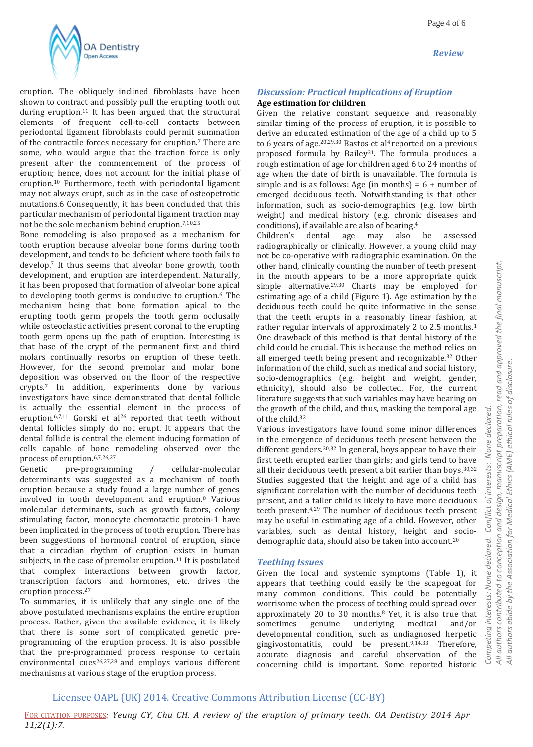eruption. The obliquely inclined fibroblasts have been shown to contract and possibly pull the erupting tooth out during eruption.[11] It has been argued that the structural elements of frequent cell-to-cell contacts between periodontal ligament fibroblasts could permit summation of the contractile forces necessary for eruption.[7] There are some, who would argue that the traction force is only present after the commencement of the process of eruption; hence, does not account for the initial phase of eruption.[10] Furthermore, teeth with periodontal ligament may not always erupt, such as in the case of osteopetrotic mutations.6 Consequently, it has been concluded that this particular mechanism of periodontal ligament traction may not be the sole mechanism behind eruption.[7,10,25]

Bone remodeling is also proposed as a mechanism for tooth eruption because alveolar bone forms during tooth development, and tends to be deficient where tooth fails to develop.[7] It thus seems that alveolar bone growth, tooth development, and eruption are interdependent. Naturally, it has been proposed that formation of alveolar bone apical to developing tooth germs is conducive to eruption.[6] The mechanism being that bone formation apical to the erupting tooth germ propels the tooth germ occlusally while osteoclastic activities present coronal to the erupting tooth germ opens up the path of eruption. Interesting is that base of the crypt of the permanent first and third molars continually resorbs on eruption of these teeth. However, for the second premolar and molar bone deposition was observed on the floor of the respective crypts.[7] In addition, experiments done by various investigators have since demonstrated that dental follicle is actually the essential element in the process of eruption.[6,7,11] Gorski et al[26] reported that teeth without dental follicles simply do not erupt. It appears that the dental follicle is central the element inducing formation of cells capable of bone remodeling observed over the process of eruption.[6,7,26,27]

Genetic pre-programming / cellular-molecular determinants was suggested as a mechanism of tooth eruption because a study found a large number of genes involved in tooth development and eruption.[8] Various molecular determinants, such as growth factors, colony stimulating factor, monocyte chemotactic protein-1 have been implicated in the process of tooth eruption. There has been suggestions of hormonal control of eruption, since that a circadian rhythm of eruption exists in human subjects, in the case of premolar eruption.[11] It is postulated that complex interactions between growth factor, transcription factors and hormones, etc. drives the eruption process.[27]

To summaries, it is unlikely that any single one of the above postulated mechanisms explains the entire eruption process. Rather, given the available evidence, it is likely that there is some sort of complicated genetic pre-programming of the eruption process. It is also possible that the pre-programmed process response to certain environmental cues[26,27,28] and employs various different mechanisms at various stage of the eruption process.

## Discussion: Practical Implications of Eruption

**Age estimation for children**

Given the relative constant sequence and reasonably similar timing of the process of eruption, it is possible to derive an educated estimation of the age of a child up to 5 to 6 years of age.[20,29,30] Bastos et al[4] reported on a previous proposed formula by Bailey[31]. The formula produces a rough estimation of age for children aged 6 to 24 months of age when the date of birth is unavailable. The formula is simple and is as follows: Age (in months) = 6 + number of emerged deciduous teeth. Notwithstanding is that other information, such as socio-demographics (e.g. low birth weight) and medical history (e.g. chronic diseases and conditions), if available are also of bearing.[4]

Children's dental age may also be assessed radiographically or clinically. However, a young child may not be co-operative with radiographic examination. On the other hand, clinically counting the number of teeth present in the mouth appears to be a more appropriate quick simple alternative.[29,30] Charts may be employed for estimating age of a child (Figure 1). Age estimation by the deciduous teeth could be quite informative in the sense that the teeth erupts in a reasonably linear fashion, at rather regular intervals of approximately 2 to 2.5 months.[1] One drawback of this method is that dental history of the child could be crucial. This is because the method relies on all emerged teeth being present and recognizable.[32] Other information of the child, such as medical and social history, socio-demographics (e.g. height and weight, gender, ethnicity), should also be collected. For, the current literature suggests that such variables may have bearing on the growth of the child, and thus, masking the temporal age of the child.[32]

Various investigators have found some minor differences in the emergence of deciduous teeth present between the different genders.[30,32] In general, boys appear to have their first teeth erupted earlier than girls; and girls tend to have all their deciduous teeth present a bit earlier than boys.[30,32] Studies suggested that the height and age of a child has significant correlation with the number of deciduous teeth present, and a taller child is likely to have more deciduous teeth present.[4,29] The number of deciduous teeth present may be useful in estimating age of a child. However, other variables, such as dental history, height and socio-demographic data, should also be taken into account.[20]

## Teething Issues

Given the local and systemic symptoms (Table 1), it appears that teething could easily be the scapegoat for many common conditions. This could be potentially worrisome when the process of teething could spread over approximately 20 to 30 months.[8] Yet, it is also true that sometimes genuine underlying medical and/or developmental condition, such as undiagnosed herpetic gingivostomatitis, could be present.[9,14,33] Therefore, accurate diagnosis and careful observation of the concerning child is important. Some reported historic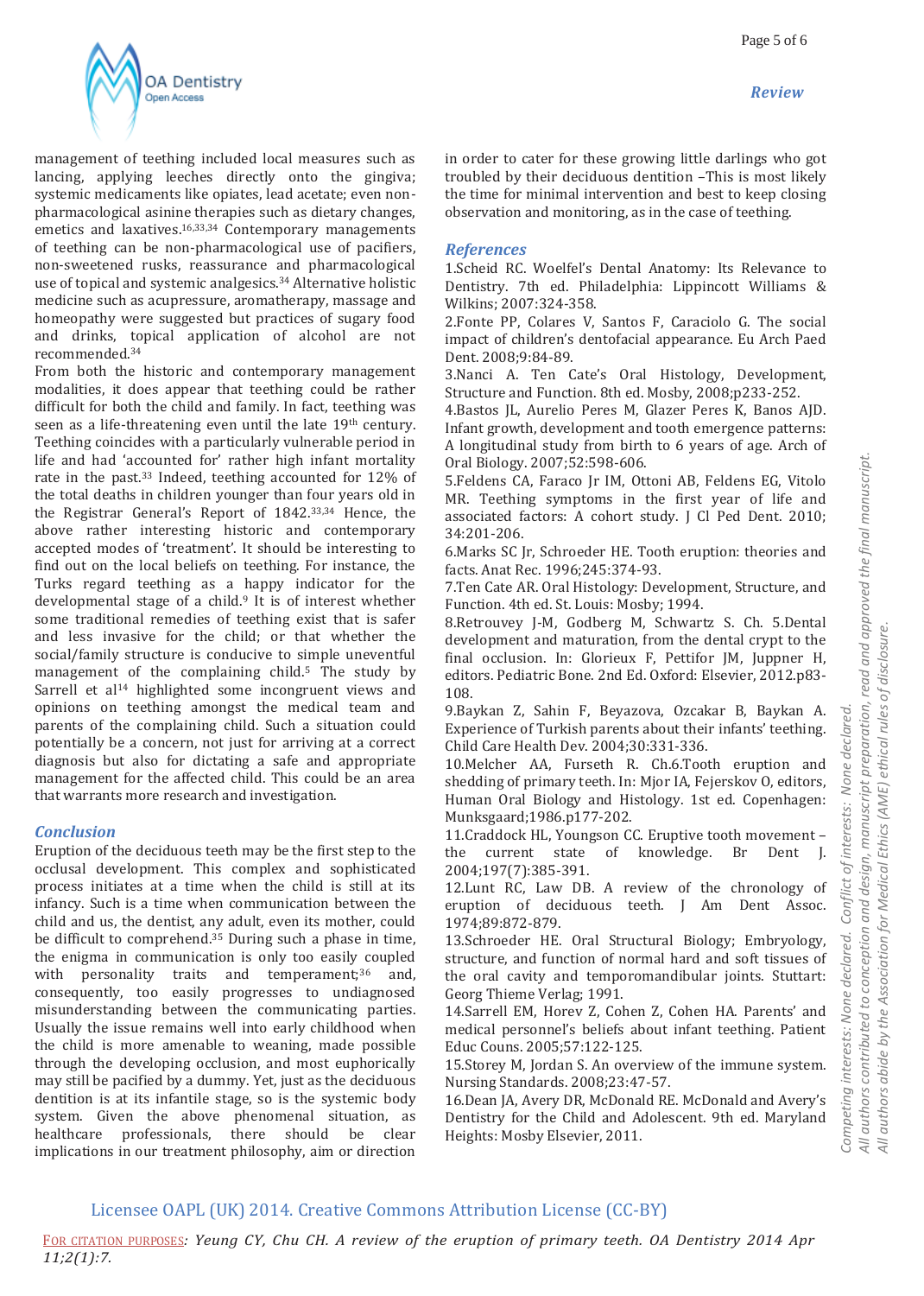management of teething included local measures such as lancing, applying leeches directly onto the gingiva; systemic medicaments like opiates, lead acetate; even non-pharmacological asinine therapies such as dietary changes, emetics and laxatives.[16,33,34] Contemporary managements of teething can be non-pharmacological use of pacifiers, non-sweetened rusks, reassurance and pharmacological use of topical and systemic analgesics.[34] Alternative holistic medicine such as acupressure, aromatherapy, massage and homeopathy were suggested but practices of sugary food and drinks, topical application of alcohol are not recommended.[34]

From both the historic and contemporary management modalities, it does appear that teething could be rather difficult for both the child and family. In fact, teething was seen as a life-threatening even until the late 19th century. Teething coincides with a particularly vulnerable period in life and had 'accounted for' rather high infant mortality rate in the past.[33] Indeed, teething accounted for 12% of the total deaths in children younger than four years old in the Registrar General's Report of 1842.[33,34] Hence, the above rather interesting historic and contemporary accepted modes of 'treatment'. It should be interesting to find out on the local beliefs on teething. For instance, the Turks regard teething as a happy indicator for the developmental stage of a child.[9] It is of interest whether some traditional remedies of teething exist that is safer and less invasive for the child; or that whether the social/family structure is conducive to simple uneventful management of the complaining child.[5] The study by Sarrell et al[14] highlighted some incongruent views and opinions on teething amongst the medical team and parents of the complaining child. Such a situation could potentially be a concern, not just for arriving at a correct diagnosis but also for dictating a safe and appropriate management for the affected child. This could be an area that warrants more research and investigation.

## Conclusion

Eruption of the deciduous teeth may be the first step to the occlusal development. This complex and sophisticated process initiates at a time when the child is still at its infancy. Such is a time when communication between the child and us, the dentist, any adult, even its mother, could be difficult to comprehend.[35] During such a phase in time, the enigma in communication is only too easily coupled with personality traits and temperament;[36] and, consequently, too easily progresses to undiagnosed misunderstanding between the communicating parties. Usually the issue remains well into early childhood when the child is more amenable to weaning, made possible through the developing occlusion, and most euphorically may still be pacified by a dummy. Yet, just as the deciduous dentition is at its infantile stage, so is the systemic body system. Given the above phenomenal situation, as healthcare professionals, there should be clear implications in our treatment philosophy, aim or direction in order to cater for these growing little darlings who got troubled by their deciduous dentition –This is most likely the time for minimal intervention and best to keep closing observation and monitoring, as in the case of teething.

## References

1. Scheid RC. Woelfel's Dental Anatomy: Its Relevance to Dentistry. 7th ed. Philadelphia: Lippincott Williams & Wilkins; 2007:324-358.
2. Fonte PP, Colares V, Santos F, Caraciolo G. The social impact of children's dentofacial appearance. Eu Arch Paed Dent. 2008;9:84-89.
3. Nanci A. Ten Cate's Oral Histology, Development, Structure and Function. 8th ed. Mosby, 2008;p233-252.
4. Bastos JL, Aurelio Peres M, Glazer Peres K, Banos AJD. Infant growth, development and tooth emergence patterns: A longitudinal study from birth to 6 years of age. Arch of Oral Biology. 2007;52:598-606.
5. Feldens CA, Faraco Jr IM, Ottoni AB, Feldens EG, Vitolo MR. Teething symptoms in the first year of life and associated factors: A cohort study. J Cl Ped Dent. 2010; 34:201-206.
6. Marks SC Jr, Schroeder HE. Tooth eruption: theories and facts. Anat Rec. 1996;245:374-93.
7. Ten Cate AR. Oral Histology: Development, Structure, and Function. 4th ed. St. Louis: Mosby; 1994.
8. Retrouvey J-M, Godberg M, Schwartz S. Ch. 5.Dental development and maturation, from the dental crypt to the final occlusion. In: Glorieux F, Pettifor JM, Juppner H, editors. Pediatric Bone. 2nd Ed. Oxford: Elsevier, 2012.p83-108.
9. Baykan Z, Sahin F, Beyazova, Ozcakar B, Baykan A. Experience of Turkish parents about their infants' teething. Child Care Health Dev. 2004;30:331-336.
10. Melcher AA, Furseth R. Ch.6.Tooth eruption and shedding of primary teeth. In: Mjor IA, Fejerskov O, editors, Human Oral Biology and Histology. 1st ed. Copenhagen: Munksgaard;1986.p177-202.
11. Craddock HL, Youngson CC. Eruptive tooth movement – the current state of knowledge. Br Dent J. 2004;197(7):385-391.
12. Lunt RC, Law DB. A review of the chronology of eruption of deciduous teeth. J Am Dent Assoc. 1974;89:872-879.
13. Schroeder HE. Oral Structural Biology; Embryology, structure, and function of normal hard and soft tissues of the oral cavity and temporomandibular joints. Stuttart: Georg Thieme Verlag; 1991.
14. Sarrell EM, Horev Z, Cohen Z, Cohen HA. Parents' and medical personnel's beliefs about infant teething. Patient Educ Couns. 2005;57:122-125.
15. Storey M, Jordan S. An overview of the immune system. Nursing Standards. 2008;23:47-57.
16. Dean JA, Avery DR, McDonald RE. McDonald and Avery's Dentistry for the Child and Adolescent. 9th ed. Maryland Heights: Mosby Elsevier, 2011.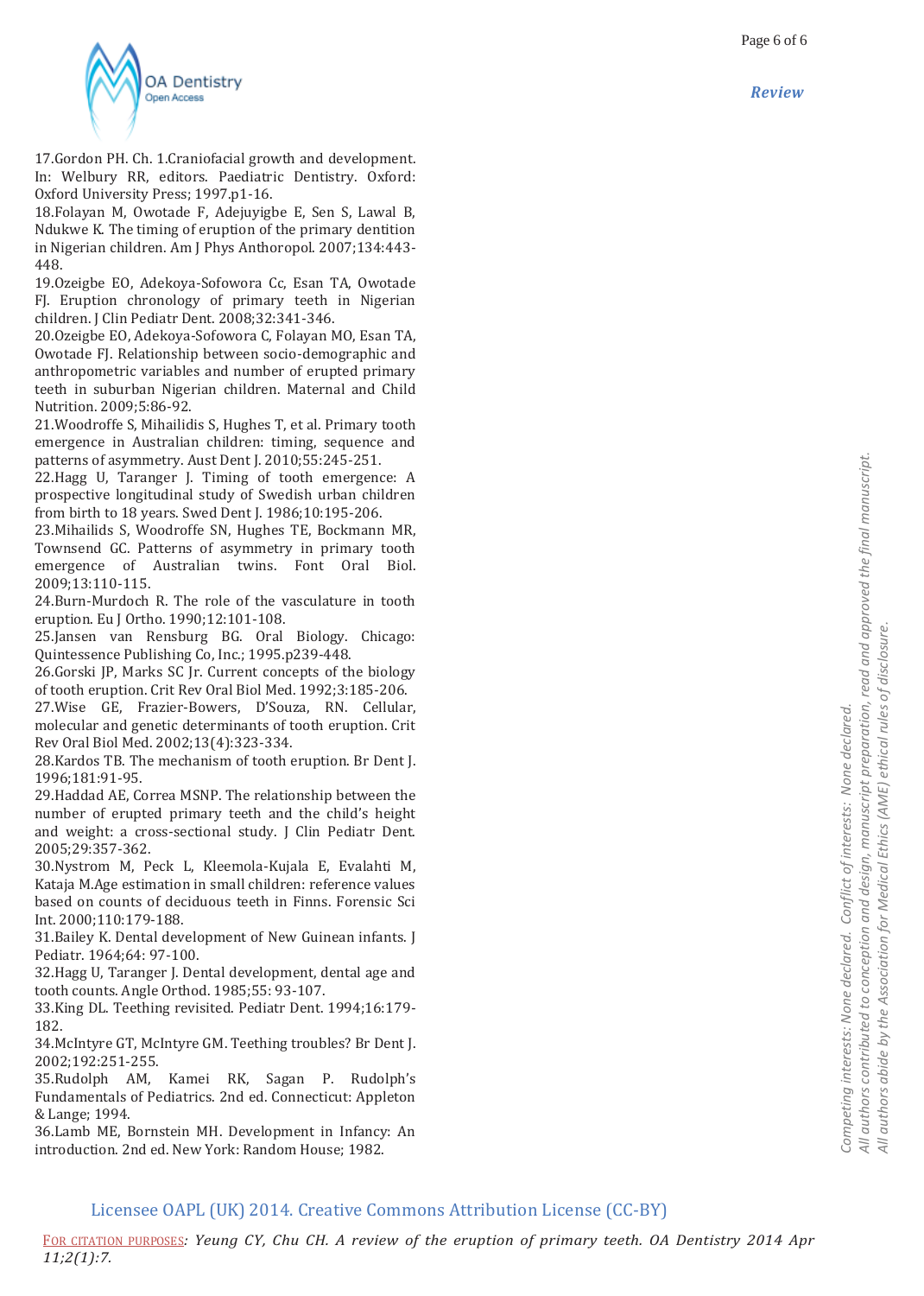17.Gordon PH. Ch. 1.Craniofacial growth and development. In: Welbury RR, editors. Paediatric Dentistry. Oxford: Oxford University Press; 1997.p1-16.

18.Folayan M, Owotade F, Adejuyigbe E, Sen S, Lawal B, Ndukwe K. The timing of eruption of the primary dentition in Nigerian children. Am J Phys Anthoropol. 2007;134:443-448.

19.Ozeigbe EO, Adekoya-Sofowora Cc, Esan TA, Owotade FJ. Eruption chronology of primary teeth in Nigerian children. J Clin Pediatr Dent. 2008;32:341-346.

20.Ozeigbe EO, Adekoya-Sofowora C, Folayan MO, Esan TA, Owotade FJ. Relationship between socio-demographic and anthropometric variables and number of erupted primary teeth in suburban Nigerian children. Maternal and Child Nutrition. 2009;5:86-92.

21.Woodroffe S, Mihailidis S, Hughes T, et al. Primary tooth emergence in Australian children: timing, sequence and patterns of asymmetry. Aust Dent J. 2010;55:245-251.

22.Hagg U, Taranger J. Timing of tooth emergence: A prospective longitudinal study of Swedish urban children from birth to 18 years. Swed Dent J. 1986;10:195-206.

23.Mihailids S, Woodroffe SN, Hughes TE, Bockmann MR, Townsend GC. Patterns of asymmetry in primary tooth emergence of Australian twins. Font Oral Biol. 2009;13:110-115.

24.Burn-Murdoch R. The role of the vasculature in tooth eruption. Eu J Ortho. 1990;12:101-108.

25.Jansen van Rensburg BG. Oral Biology. Chicago: Quintessence Publishing Co, Inc.; 1995.p239-448.

26.Gorski JP, Marks SC Jr. Current concepts of the biology of tooth eruption. Crit Rev Oral Biol Med. 1992;3:185-206.

27.Wise GE, Frazier-Bowers, D'Souza, RN. Cellular, molecular and genetic determinants of tooth eruption. Crit Rev Oral Biol Med. 2002;13(4):323-334.

28.Kardos TB. The mechanism of tooth eruption. Br Dent J. 1996;181:91-95.

29.Haddad AE, Correa MSNP. The relationship between the number of erupted primary teeth and the child's height and weight: a cross-sectional study. J Clin Pediatr Dent. 2005;29:357-362.

30.Nystrom M, Peck L, Kleemola-Kujala E, Evalahti M, Kataja M.Age estimation in small children: reference values based on counts of deciduous teeth in Finns. Forensic Sci Int. 2000;110:179-188.

31.Bailey K. Dental development of New Guinean infants. J Pediatr. 1964;64: 97-100.

32.Hagg U, Taranger J. Dental development, dental age and tooth counts. Angle Orthod. 1985;55: 93-107.

33.King DL. Teething revisited. Pediatr Dent. 1994;16:179-182.

34.McIntyre GT, McIntyre GM. Teething troubles? Br Dent J. 2002;192:251-255.

35.Rudolph AM, Kamei RK, Sagan P. Rudolph's Fundamentals of Pediatrics. 2nd ed. Connecticut: Appleton & Lange; 1994.

36.Lamb ME, Bornstein MH. Development in Infancy: An introduction. 2nd ed. New York: Random House; 1982.

*Competing interests: None declared. Conflict of interests: None declared.*
*All authors contributed to conception and design, manuscript preparation, read and approved the final manuscript.*
*All authors abide by the Association for Medical Ethics (AME) ethical rules of disclosure.*

Licensee OAPL (UK) 2014. Creative Commons Attribution License (CC-BY)

FOR CITATION PURPOSES: *Yeung CY, Chu CH. A review of the eruption of primary teeth. OA Dentistry 2014 Apr 11;2(1):7.*